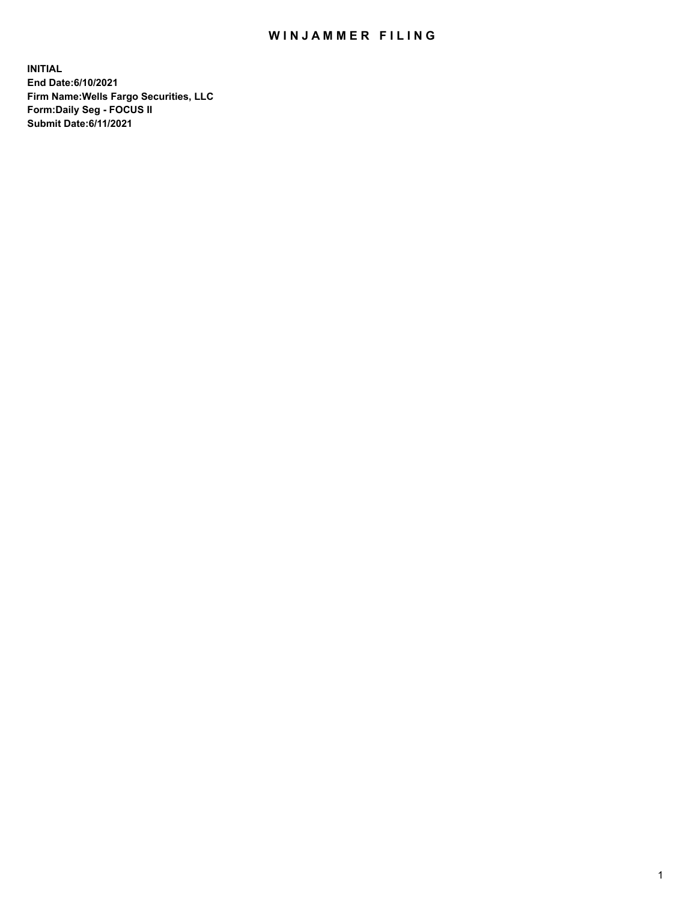# WINJAMMER FILING

**INITIAL**
**End Date:6/10/2021**
**Firm Name:Wells Fargo Securities, LLC**
**Form:Daily Seg - FOCUS II**
**Submit Date:6/11/2021**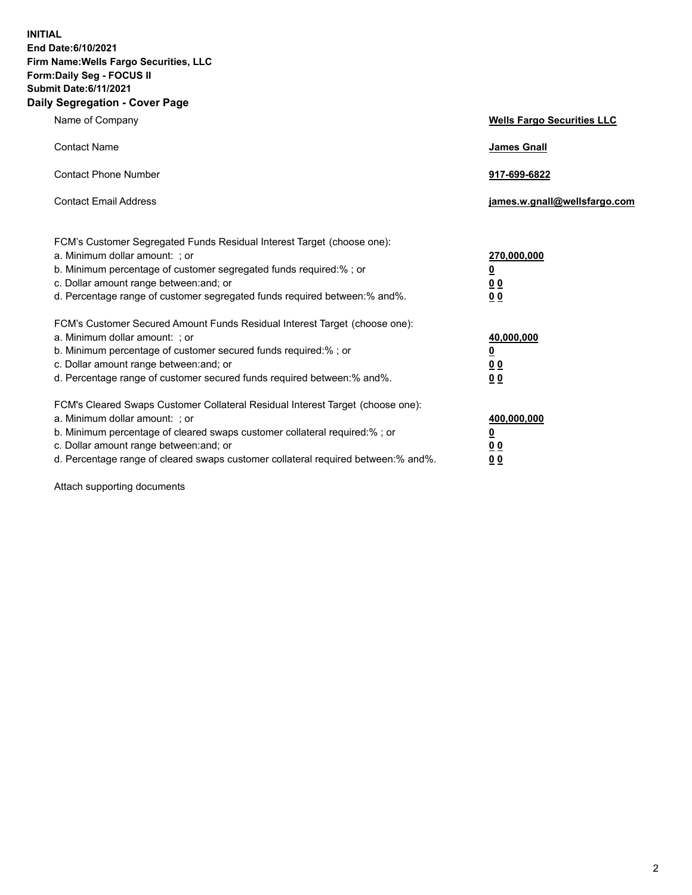**INITIAL**
**End Date:6/10/2021**
**Firm Name:Wells Fargo Securities, LLC**
**Form:Daily Seg - FOCUS II**
**Submit Date:6/11/2021**

## Daily Segregation - Cover Page

| | |
|---|---|
| Name of Company | **Wells Fargo Securities LLC** |
| Contact Name | **James Gnall** |
| Contact Phone Number | **917-699-6822** |
| Contact Email Address | **james.w.gnall@wellsfargo.com** |

| | |
|---|---|
| FCM's Customer Segregated Funds Residual Interest Target (choose one): | |
| a. Minimum dollar amount: ; or | **270,000,000** |
| b. Minimum percentage of customer segregated funds required:% ; or | **0** |
| c. Dollar amount range between:and; or | **0 0** |
| d. Percentage range of customer segregated funds required between:% and%. | **0 0** |
| FCM's Customer Secured Amount Funds Residual Interest Target (choose one): | |
| a. Minimum dollar amount: ; or | **40,000,000** |
| b. Minimum percentage of customer secured funds required:% ; or | **0** |
| c. Dollar amount range between:and; or | **0 0** |
| d. Percentage range of customer secured funds required between:% and%. | **0 0** |
| FCM's Cleared Swaps Customer Collateral Residual Interest Target (choose one): | |
| a. Minimum dollar amount: ; or | **400,000,000** |
| b. Minimum percentage of cleared swaps customer collateral required:% ; or | **0** |
| c. Dollar amount range between:and; or | **0 0** |
| d. Percentage range of cleared swaps customer collateral required between:% and%. | **0 0** |

Attach supporting documents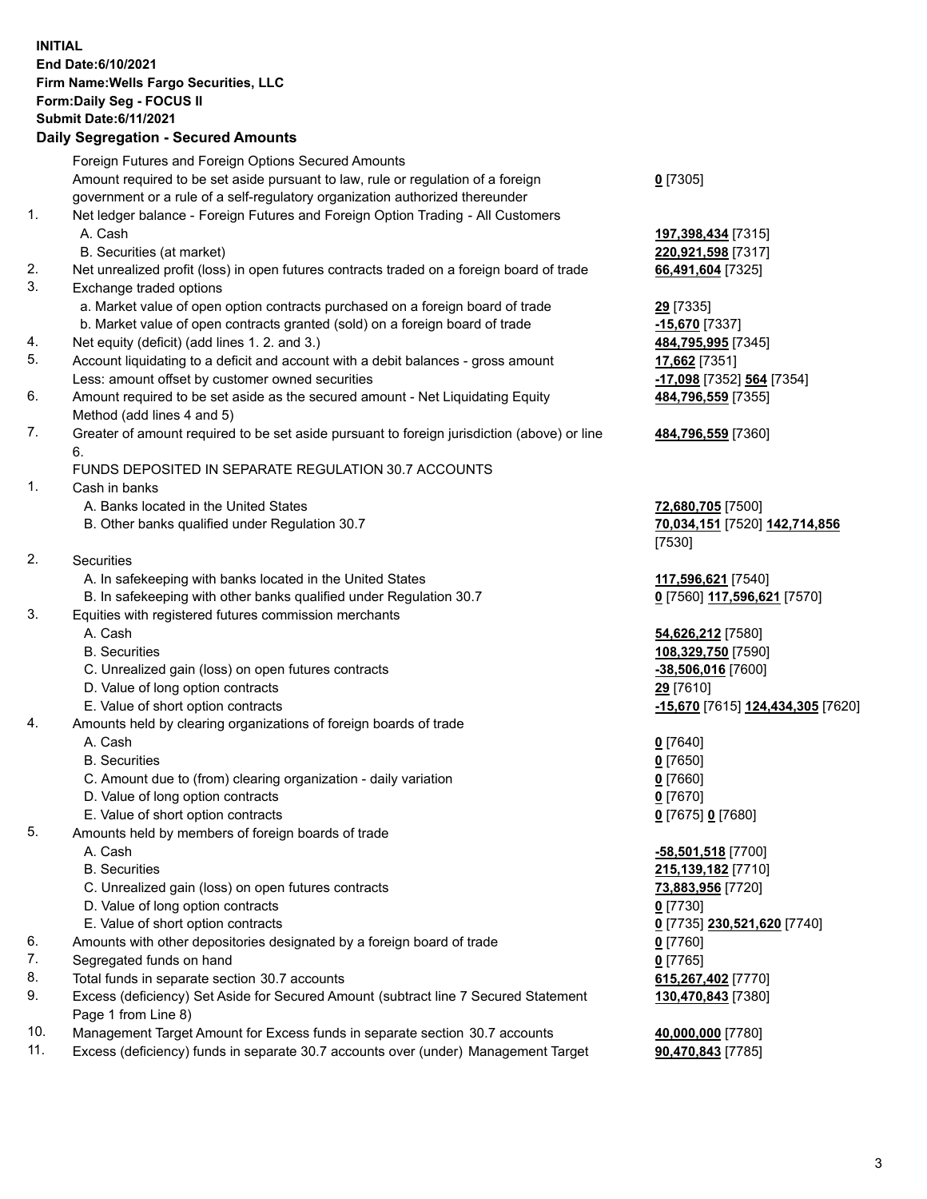**INITIAL**
**End Date:6/10/2021**
**Firm Name:Wells Fargo Securities, LLC**
**Form:Daily Seg - FOCUS II**
**Submit Date:6/11/2021**

**Daily Segregation - Secured Amounts**

| | | |
|---|---|---|
| | Foreign Futures and Foreign Options Secured Amounts | |
| | Amount required to be set aside pursuant to law, rule or regulation of a foreign government or a rule of a self-regulatory organization authorized thereunder | **0** [7305] |
| 1. | Net ledger balance - Foreign Futures and Foreign Option Trading - All Customers | |
| | A. Cash | **197,398,434** [7315] |
| | B. Securities (at market) | **220,921,598** [7317] |
| 2. | Net unrealized profit (loss) in open futures contracts traded on a foreign board of trade | **66,491,604** [7325] |
| 3. | Exchange traded options | |
| | a. Market value of open option contracts purchased on a foreign board of trade | **29** [7335] |
| | b. Market value of open contracts granted (sold) on a foreign board of trade | **-15,670** [7337] |
| 4. | Net equity (deficit) (add lines 1. 2. and 3.) | **484,795,995** [7345] |
| 5. | Account liquidating to a deficit and account with a debit balances - gross amount | **17,662** [7351] |
| | Less: amount offset by customer owned securities | **-17,098** [7352] **564** [7354] |
| 6. | Amount required to be set aside as the secured amount - Net Liquidating Equity Method (add lines 4 and 5) | **484,796,559** [7355] |
| 7. | Greater of amount required to be set aside pursuant to foreign jurisdiction (above) or line 6. | **484,796,559** [7360] |
| | FUNDS DEPOSITED IN SEPARATE REGULATION 30.7 ACCOUNTS | |
| 1. | Cash in banks | |
| | A. Banks located in the United States | **72,680,705** [7500] |
| | B. Other banks qualified under Regulation 30.7 | **70,034,151** [7520] **142,714,856** [7530] |
| 2. | Securities | |
| | A. In safekeeping with banks located in the United States | **117,596,621** [7540] |
| | B. In safekeeping with other banks qualified under Regulation 30.7 | **0** [7560] **117,596,621** [7570] |
| 3. | Equities with registered futures commission merchants | |
| | A. Cash | **54,626,212** [7580] |
| | B. Securities | **108,329,750** [7590] |
| | C. Unrealized gain (loss) on open futures contracts | **-38,506,016** [7600] |
| | D. Value of long option contracts | **29** [7610] |
| | E. Value of short option contracts | **-15,670** [7615] **124,434,305** [7620] |
| 4. | Amounts held by clearing organizations of foreign boards of trade | |
| | A. Cash | **0** [7640] |
| | B. Securities | **0** [7650] |
| | C. Amount due to (from) clearing organization - daily variation | **0** [7660] |
| | D. Value of long option contracts | **0** [7670] |
| | E. Value of short option contracts | **0** [7675] **0** [7680] |
| 5. | Amounts held by members of foreign boards of trade | |
| | A. Cash | **-58,501,518** [7700] |
| | B. Securities | **215,139,182** [7710] |
| | C. Unrealized gain (loss) on open futures contracts | **73,883,956** [7720] |
| | D. Value of long option contracts | **0** [7730] |
| | E. Value of short option contracts | **0** [7735] **230,521,620** [7740] |
| 6. | Amounts with other depositories designated by a foreign board of trade | **0** [7760] |
| 7. | Segregated funds on hand | **0** [7765] |
| 8. | Total funds in separate section 30.7 accounts | **615,267,402** [7770] |
| 9. | Excess (deficiency) Set Aside for Secured Amount (subtract line 7 Secured Statement Page 1 from Line 8) | **130,470,843** [7380] |
| 10. | Management Target Amount for Excess funds in separate section 30.7 accounts | **40,000,000** [7780] |
| 11. | Excess (deficiency) funds in separate 30.7 accounts over (under) Management Target | **90,470,843** [7785] |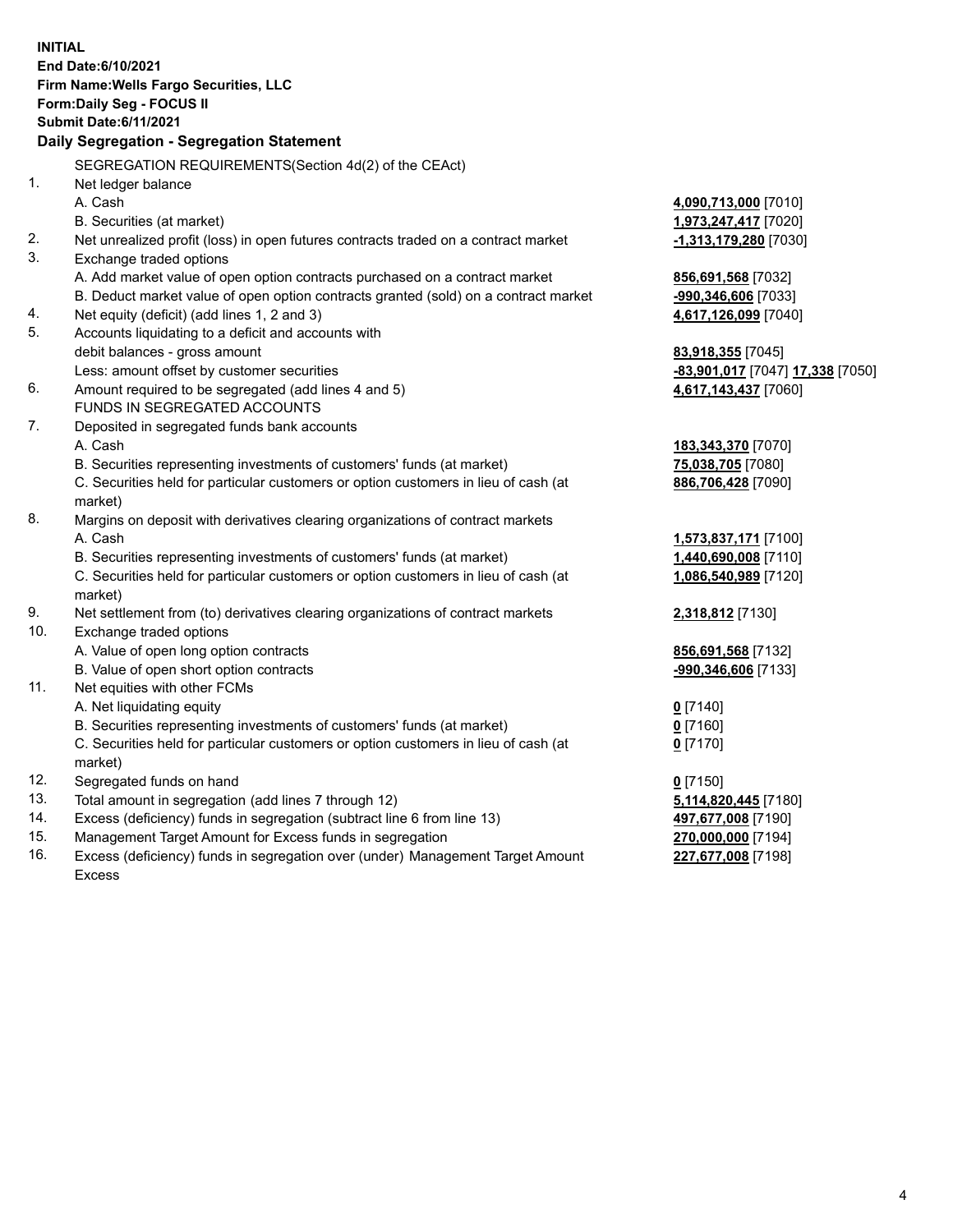**INITIAL**
**End Date:6/10/2021**
**Firm Name:Wells Fargo Securities, LLC**
**Form:Daily Seg - FOCUS II**
**Submit Date:6/11/2021**

**Daily Segregation - Segregation Statement**

SEGREGATION REQUIREMENTS(Section 4d(2) of the CEAct)

| | | |
|---|---|---|
| 1. | Net ledger balance | |
| | A. Cash | **4,090,713,000** [7010] |
| | B. Securities (at market) | **1,973,247,417** [7020] |
| 2. | Net unrealized profit (loss) in open futures contracts traded on a contract market | **-1,313,179,280** [7030] |
| 3. | Exchange traded options | |
| | A. Add market value of open option contracts purchased on a contract market | **856,691,568** [7032] |
| | B. Deduct market value of open option contracts granted (sold) on a contract market | **-990,346,606** [7033] |
| 4. | Net equity (deficit) (add lines 1, 2 and 3) | **4,617,126,099** [7040] |
| 5. | Accounts liquidating to a deficit and accounts with | |
| | debit balances - gross amount | **83,918,355** [7045] |
| | Less: amount offset by customer securities | **-83,901,017** [7047] **17,338** [7050] |
| 6. | Amount required to be segregated (add lines 4 and 5) | **4,617,143,437** [7060] |
| | FUNDS IN SEGREGATED ACCOUNTS | |
| 7. | Deposited in segregated funds bank accounts | |
| | A. Cash | **183,343,370** [7070] |
| | B. Securities representing investments of customers' funds (at market) | **75,038,705** [7080] |
| | C. Securities held for particular customers or option customers in lieu of cash (at market) | **886,706,428** [7090] |
| 8. | Margins on deposit with derivatives clearing organizations of contract markets | |
| | A. Cash | **1,573,837,171** [7100] |
| | B. Securities representing investments of customers' funds (at market) | **1,440,690,008** [7110] |
| | C. Securities held for particular customers or option customers in lieu of cash (at market) | **1,086,540,989** [7120] |
| 9. | Net settlement from (to) derivatives clearing organizations of contract markets | **2,318,812** [7130] |
| 10. | Exchange traded options | |
| | A. Value of open long option contracts | **856,691,568** [7132] |
| | B. Value of open short option contracts | **-990,346,606** [7133] |
| 11. | Net equities with other FCMs | |
| | A. Net liquidating equity | **0** [7140] |
| | B. Securities representing investments of customers' funds (at market) | **0** [7160] |
| | C. Securities held for particular customers or option customers in lieu of cash (at market) | **0** [7170] |
| 12. | Segregated funds on hand | **0** [7150] |
| 13. | Total amount in segregation (add lines 7 through 12) | **5,114,820,445** [7180] |
| 14. | Excess (deficiency) funds in segregation (subtract line 6 from line 13) | **497,677,008** [7190] |
| 15. | Management Target Amount for Excess funds in segregation | **270,000,000** [7194] |
| 16. | Excess (deficiency) funds in segregation over (under) Management Target Amount Excess | **227,677,008** [7198] |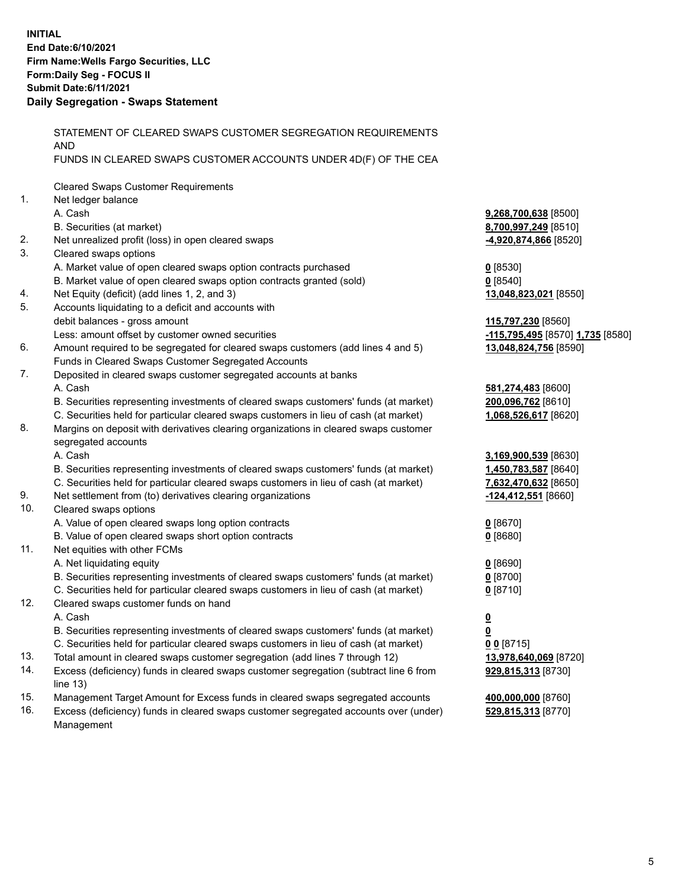**INITIAL**
**End Date:6/10/2021**
**Firm Name:Wells Fargo Securities, LLC**
**Form:Daily Seg - FOCUS II**
**Submit Date:6/11/2021**
**Daily Segregation - Swaps Statement**

STATEMENT OF CLEARED SWAPS CUSTOMER SEGREGATION REQUIREMENTS AND FUNDS IN CLEARED SWAPS CUSTOMER ACCOUNTS UNDER 4D(F) OF THE CEA

| | | |
|---|---|---|
| | Cleared Swaps Customer Requirements | |
| 1. | Net ledger balance | |
| | A. Cash | **9,268,700,638** [8500] |
| | B. Securities (at market) | **8,700,997,249** [8510] |
| 2. | Net unrealized profit (loss) in open cleared swaps | **-4,920,874,866** [8520] |
| 3. | Cleared swaps options | |
| | A. Market value of open cleared swaps option contracts purchased | **0** [8530] |
| | B. Market value of open cleared swaps option contracts granted (sold) | **0** [8540] |
| 4. | Net Equity (deficit) (add lines 1, 2, and 3) | **13,048,823,021** [8550] |
| 5. | Accounts liquidating to a deficit and accounts with debit balances - gross amount | **115,797,230** [8560] |
| | Less: amount offset by customer owned securities | **-115,795,495** [8570] **1,735** [8580] |
| 6. | Amount required to be segregated for cleared swaps customers (add lines 4 and 5) | **13,048,824,756** [8590] |
| | Funds in Cleared Swaps Customer Segregated Accounts | |
| 7. | Deposited in cleared swaps customer segregated accounts at banks | |
| | A. Cash | **581,274,483** [8600] |
| | B. Securities representing investments of cleared swaps customers' funds (at market) | **200,096,762** [8610] |
| | C. Securities held for particular cleared swaps customers in lieu of cash (at market) | **1,068,526,617** [8620] |
| 8. | Margins on deposit with derivatives clearing organizations in cleared swaps customer segregated accounts | |
| | A. Cash | **3,169,900,539** [8630] |
| | B. Securities representing investments of cleared swaps customers' funds (at market) | **1,450,783,587** [8640] |
| | C. Securities held for particular cleared swaps customers in lieu of cash (at market) | **7,632,470,632** [8650] |
| 9. | Net settlement from (to) derivatives clearing organizations | **-124,412,551** [8660] |
| 10. | Cleared swaps options | |
| | A. Value of open cleared swaps long option contracts | **0** [8670] |
| | B. Value of open cleared swaps short option contracts | **0** [8680] |
| 11. | Net equities with other FCMs | |
| | A. Net liquidating equity | **0** [8690] |
| | B. Securities representing investments of cleared swaps customers' funds (at market) | **0** [8700] |
| | C. Securities held for particular cleared swaps customers in lieu of cash (at market) | **0** [8710] |
| 12. | Cleared swaps customer funds on hand | |
| | A. Cash | **0** |
| | B. Securities representing investments of cleared swaps customers' funds (at market) | **0** |
| | C. Securities held for particular cleared swaps customers in lieu of cash (at market) | **0** **0** [8715] |
| 13. | Total amount in cleared swaps customer segregation (add lines 7 through 12) | **13,978,640,069** [8720] |
| 14. | Excess (deficiency) funds in cleared swaps customer segregation (subtract line 6 from line 13) | **929,815,313** [8730] |
| 15. | Management Target Amount for Excess funds in cleared swaps segregated accounts | **400,000,000** [8760] |
| 16. | Excess (deficiency) funds in cleared swaps customer segregated accounts over (under) Management | **529,815,313** [8770] |